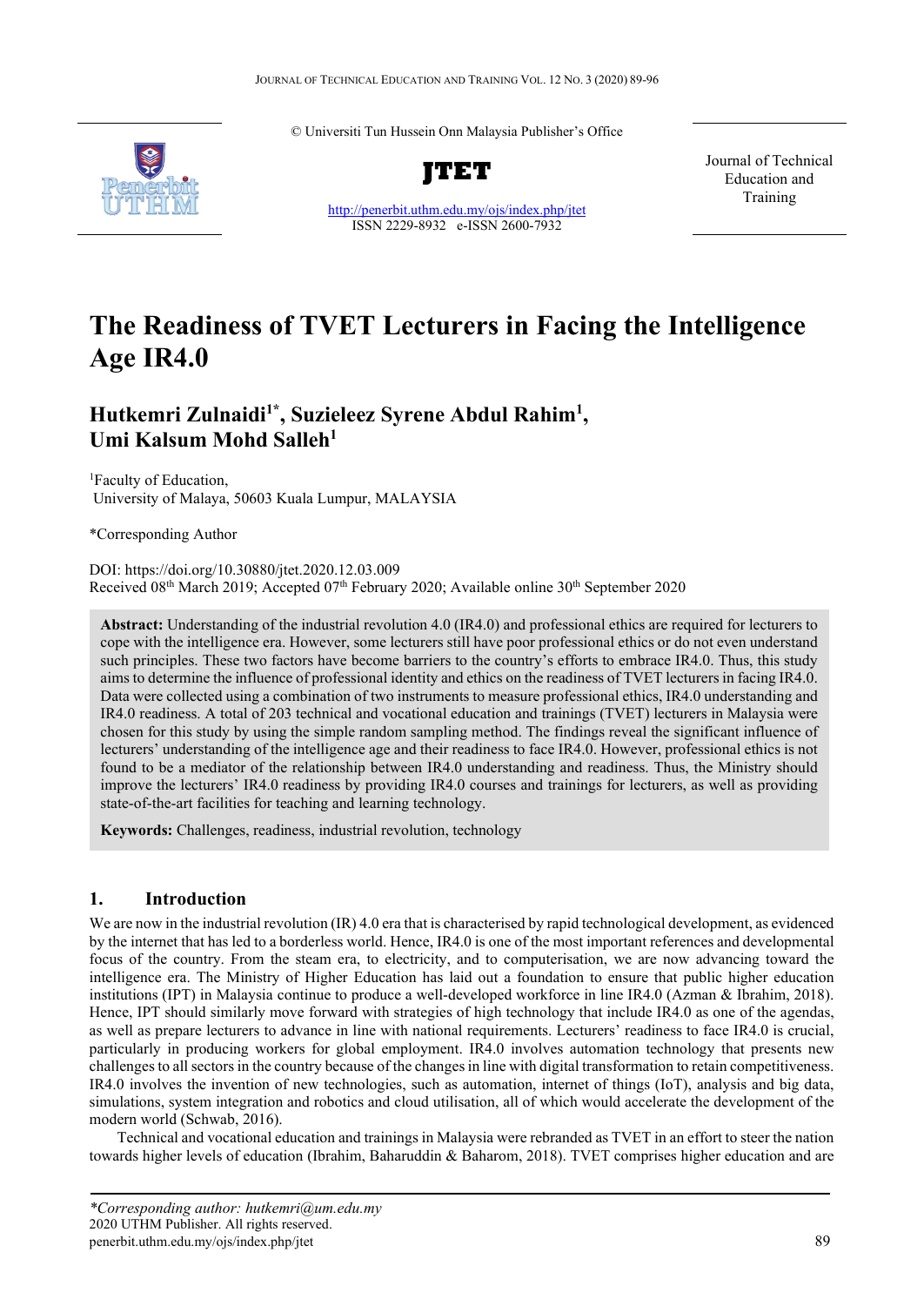© Universiti Tun Hussein Onn Malaysia Publisher's Office

**JTET**

http://penerbit.uthm.edu.my/ojs/index.php/jtet

ISSN 2229-8932 e-ISSN 2600-7932

Journal of Technical Education and Training

# The Readiness of TVET Lecturers in Facing the Intelligence Age IR4.0

**Hutkemri Zulnaidi[1*], Suzieleez Syrene Abdul Rahim[1], Umi Kalsum Mohd Salleh[1]**

[1]Faculty of Education, University of Malaya, 50603 Kuala Lumpur, MALAYSIA

*Corresponding Author

DOI: https://doi.org/10.30880/jtet.2020.12.03.009

Received 08th March 2019; Accepted 07th February 2020; Available online 30th September 2020

**Abstract:** Understanding of the industrial revolution 4.0 (IR4.0) and professional ethics are required for lecturers to cope with the intelligence era. However, some lecturers still have poor professional ethics or do not even understand such principles. These two factors have become barriers to the country's efforts to embrace IR4.0. Thus, this study aims to determine the influence of professional identity and ethics on the readiness of TVET lecturers in facing IR4.0. Data were collected using a combination of two instruments to measure professional ethics, IR4.0 understanding and IR4.0 readiness. A total of 203 technical and vocational education and trainings (TVET) lecturers in Malaysia were chosen for this study by using the simple random sampling method. The findings reveal the significant influence of lecturers' understanding of the intelligence age and their readiness to face IR4.0. However, professional ethics is not found to be a mediator of the relationship between IR4.0 understanding and readiness. Thus, the Ministry should improve the lecturers' IR4.0 readiness by providing IR4.0 courses and trainings for lecturers, as well as providing state-of-the-art facilities for teaching and learning technology.

**Keywords:** Challenges, readiness, industrial revolution, technology

## 1. Introduction

We are now in the industrial revolution (IR) 4.0 era that is characterised by rapid technological development, as evidenced by the internet that has led to a borderless world. Hence, IR4.0 is one of the most important references and developmental focus of the country. From the steam era, to electricity, and to computerisation, we are now advancing toward the intelligence era. The Ministry of Higher Education has laid out a foundation to ensure that public higher education institutions (IPT) in Malaysia continue to produce a well-developed workforce in line IR4.0 (Azman & Ibrahim, 2018). Hence, IPT should similarly move forward with strategies of high technology that include IR4.0 as one of the agendas, as well as prepare lecturers to advance in line with national requirements. Lecturers' readiness to face IR4.0 is crucial, particularly in producing workers for global employment. IR4.0 involves automation technology that presents new challenges to all sectors in the country because of the changes in line with digital transformation to retain competitiveness. IR4.0 involves the invention of new technologies, such as automation, internet of things (IoT), analysis and big data, simulations, system integration and robotics and cloud utilisation, all of which would accelerate the development of the modern world (Schwab, 2016).

Technical and vocational education and trainings in Malaysia were rebranded as TVET in an effort to steer the nation towards higher levels of education (Ibrahim, Baharuddin & Baharom, 2018). TVET comprises higher education and are

*Corresponding author: hutkemri@um.edu.my

2020 UTHM Publisher. All rights reserved.

penerbit.uthm.edu.my/ojs/index.php/jtet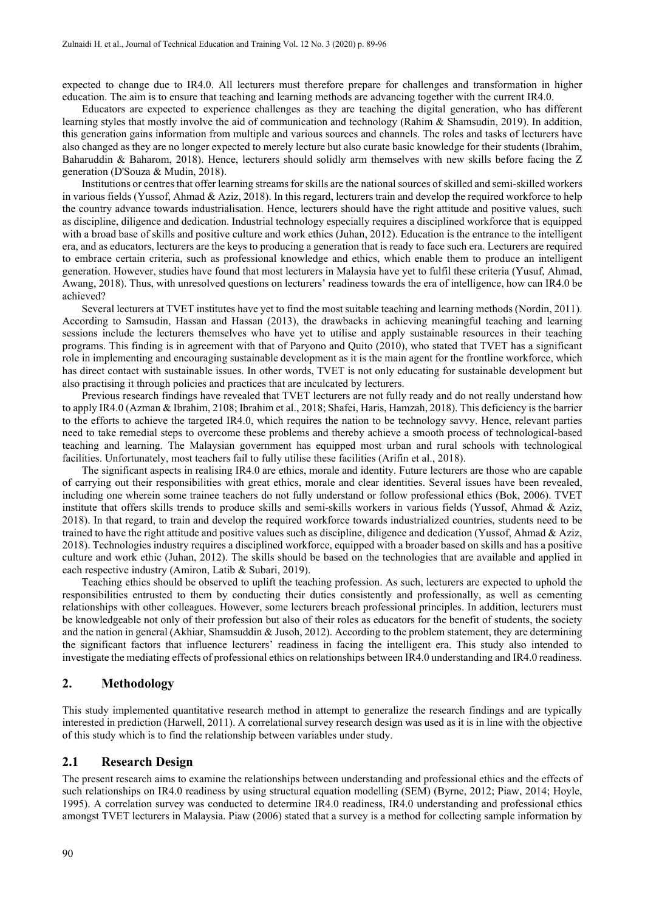expected to change due to IR4.0. All lecturers must therefore prepare for challenges and transformation in higher education. The aim is to ensure that teaching and learning methods are advancing together with the current IR4.0.

Educators are expected to experience challenges as they are teaching the digital generation, who has different learning styles that mostly involve the aid of communication and technology (Rahim & Shamsudin, 2019). In addition, this generation gains information from multiple and various sources and channels. The roles and tasks of lecturers have also changed as they are no longer expected to merely lecture but also curate basic knowledge for their students (Ibrahim, Baharuddin & Baharom, 2018). Hence, lecturers should solidly arm themselves with new skills before facing the Z generation (D'Souza & Mudin, 2018).

Institutions or centres that offer learning streams for skills are the national sources of skilled and semi-skilled workers in various fields (Yussof, Ahmad & Aziz, 2018). In this regard, lecturers train and develop the required workforce to help the country advance towards industrialisation. Hence, lecturers should have the right attitude and positive values, such as discipline, diligence and dedication. Industrial technology especially requires a disciplined workforce that is equipped with a broad base of skills and positive culture and work ethics (Juhan, 2012). Education is the entrance to the intelligent era, and as educators, lecturers are the keys to producing a generation that is ready to face such era. Lecturers are required to embrace certain criteria, such as professional knowledge and ethics, which enable them to produce an intelligent generation. However, studies have found that most lecturers in Malaysia have yet to fulfil these criteria (Yusuf, Ahmad, Awang, 2018). Thus, with unresolved questions on lecturers' readiness towards the era of intelligence, how can IR4.0 be achieved?

Several lecturers at TVET institutes have yet to find the most suitable teaching and learning methods (Nordin, 2011). According to Samsudin, Hassan and Hassan (2013), the drawbacks in achieving meaningful teaching and learning sessions include the lecturers themselves who have yet to utilise and apply sustainable resources in their teaching programs. This finding is in agreement with that of Paryono and Quito (2010), who stated that TVET has a significant role in implementing and encouraging sustainable development as it is the main agent for the frontline workforce, which has direct contact with sustainable issues. In other words, TVET is not only educating for sustainable development but also practising it through policies and practices that are inculcated by lecturers.

Previous research findings have revealed that TVET lecturers are not fully ready and do not really understand how to apply IR4.0 (Azman & Ibrahim, 2108; Ibrahim et al., 2018; Shafei, Haris, Hamzah, 2018). This deficiency is the barrier to the efforts to achieve the targeted IR4.0, which requires the nation to be technology savvy. Hence, relevant parties need to take remedial steps to overcome these problems and thereby achieve a smooth process of technological-based teaching and learning. The Malaysian government has equipped most urban and rural schools with technological facilities. Unfortunately, most teachers fail to fully utilise these facilities (Arifin et al., 2018).

The significant aspects in realising IR4.0 are ethics, morale and identity. Future lecturers are those who are capable of carrying out their responsibilities with great ethics, morale and clear identities. Several issues have been revealed, including one wherein some trainee teachers do not fully understand or follow professional ethics (Bok, 2006). TVET institute that offers skills trends to produce skills and semi-skills workers in various fields (Yussof, Ahmad & Aziz, 2018). In that regard, to train and develop the required workforce towards industrialized countries, students need to be trained to have the right attitude and positive values such as discipline, diligence and dedication (Yussof, Ahmad & Aziz, 2018). Technologies industry requires a disciplined workforce, equipped with a broader based on skills and has a positive culture and work ethic (Juhan, 2012). The skills should be based on the technologies that are available and applied in each respective industry (Amiron, Latib & Subari, 2019).

Teaching ethics should be observed to uplift the teaching profession. As such, lecturers are expected to uphold the responsibilities entrusted to them by conducting their duties consistently and professionally, as well as cementing relationships with other colleagues. However, some lecturers breach professional principles. In addition, lecturers must be knowledgeable not only of their profession but also of their roles as educators for the benefit of students, the society and the nation in general (Akhiar, Shamsuddin & Jusoh, 2012). According to the problem statement, they are determining the significant factors that influence lecturers' readiness in facing the intelligent era. This study also intended to investigate the mediating effects of professional ethics on relationships between IR4.0 understanding and IR4.0 readiness.

## 2. Methodology

This study implemented quantitative research method in attempt to generalize the research findings and are typically interested in prediction (Harwell, 2011). A correlational survey research design was used as it is in line with the objective of this study which is to find the relationship between variables under study.

### 2.1 Research Design

The present research aims to examine the relationships between understanding and professional ethics and the effects of such relationships on IR4.0 readiness by using structural equation modelling (SEM) (Byrne, 2012; Piaw, 2014; Hoyle, 1995). A correlation survey was conducted to determine IR4.0 readiness, IR4.0 understanding and professional ethics amongst TVET lecturers in Malaysia. Piaw (2006) stated that a survey is a method for collecting sample information by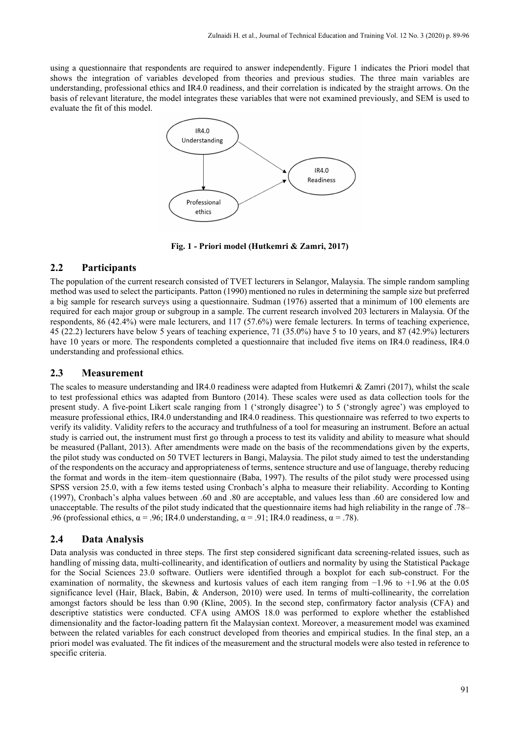using a questionnaire that respondents are required to answer independently. Figure 1 indicates the Priori model that shows the integration of variables developed from theories and previous studies. The three main variables are understanding, professional ethics and IR4.0 readiness, and their correlation is indicated by the straight arrows. On the basis of relevant literature, the model integrates these variables that were not examined previously, and SEM is used to evaluate the fit of this model.

**Fig. 1 - Priori model (Hutkemri & Zamri, 2017)**

## 2.2 Participants

The population of the current research consisted of TVET lecturers in Selangor, Malaysia. The simple random sampling method was used to select the participants. Patton (1990) mentioned no rules in determining the sample size but preferred a big sample for research surveys using a questionnaire. Sudman (1976) asserted that a minimum of 100 elements are required for each major group or subgroup in a sample. The current research involved 203 lecturers in Malaysia. Of the respondents, 86 (42.4%) were male lecturers, and 117 (57.6%) were female lecturers. In terms of teaching experience, 45 (22.2) lecturers have below 5 years of teaching experience, 71 (35.0%) have 5 to 10 years, and 87 (42.9%) lecturers have 10 years or more. The respondents completed a questionnaire that included five items on IR4.0 readiness, IR4.0 understanding and professional ethics.

## 2.3 Measurement

The scales to measure understanding and IR4.0 readiness were adapted from Hutkemri & Zamri (2017), whilst the scale to test professional ethics was adapted from Buntoro (2014). These scales were used as data collection tools for the present study. A five-point Likert scale ranging from 1 ('strongly disagree') to 5 ('strongly agree') was employed to measure professional ethics, IR4.0 understanding and IR4.0 readiness. This questionnaire was referred to two experts to verify its validity. Validity refers to the accuracy and truthfulness of a tool for measuring an instrument. Before an actual study is carried out, the instrument must first go through a process to test its validity and ability to measure what should be measured (Pallant, 2013). After amendments were made on the basis of the recommendations given by the experts, the pilot study was conducted on 50 TVET lecturers in Bangi, Malaysia. The pilot study aimed to test the understanding of the respondents on the accuracy and appropriateness of terms, sentence structure and use of language, thereby reducing the format and words in the item–item questionnaire (Baba, 1997). The results of the pilot study were processed using SPSS version 25.0, with a few items tested using Cronbach's alpha to measure their reliability. According to Konting (1997), Cronbach's alpha values between .60 and .80 are acceptable, and values less than .60 are considered low and unacceptable. The results of the pilot study indicated that the questionnaire items had high reliability in the range of .78–.96 (professional ethics, $\alpha = .96$; IR4.0 understanding, $\alpha = .91$; IR4.0 readiness, $\alpha = .78$).

## 2.4 Data Analysis

Data analysis was conducted in three steps. The first step considered significant data screening-related issues, such as handling of missing data, multi-collinearity, and identification of outliers and normality by using the Statistical Package for the Social Sciences 23.0 software. Outliers were identified through a boxplot for each sub-construct. For the examination of normality, the skewness and kurtosis values of each item ranging from −1.96 to +1.96 at the 0.05 significance level (Hair, Black, Babin, & Anderson, 2010) were used. In terms of multi-collinearity, the correlation amongst factors should be less than 0.90 (Kline, 2005). In the second step, confirmatory factor analysis (CFA) and descriptive statistics were conducted. CFA using AMOS 18.0 was performed to explore whether the established dimensionality and the factor-loading pattern fit the Malaysian context. Moreover, a measurement model was examined between the related variables for each construct developed from theories and empirical studies. In the final step, an a priori model was evaluated. The fit indices of the measurement and the structural models were also tested in reference to specific criteria.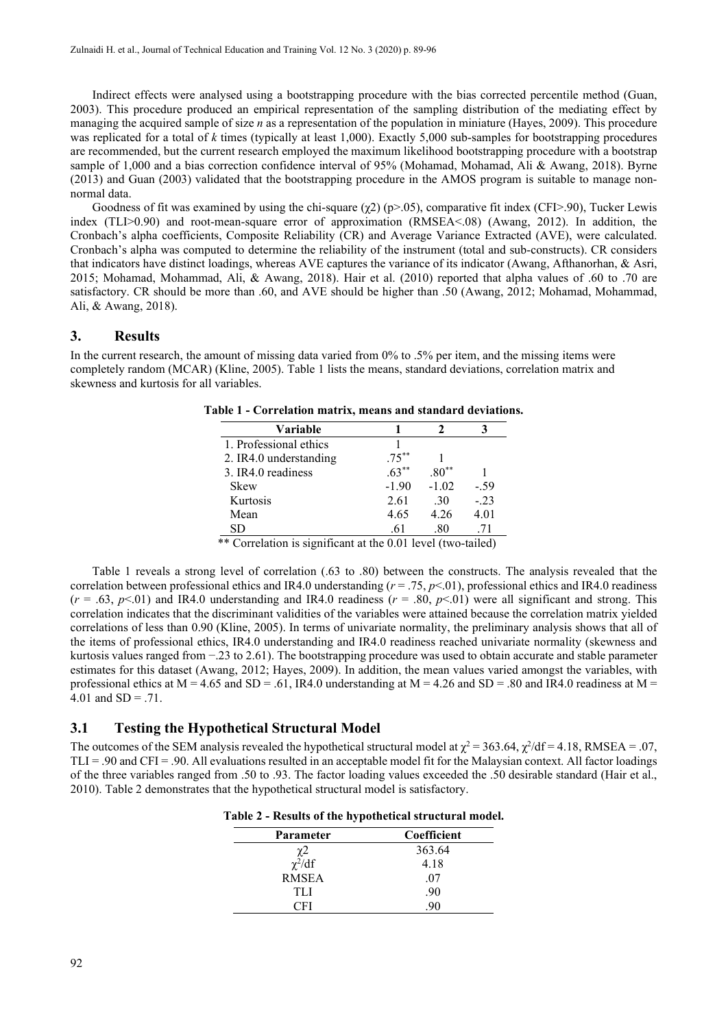Indirect effects were analysed using a bootstrapping procedure with the bias corrected percentile method (Guan, 2003). This procedure produced an empirical representation of the sampling distribution of the mediating effect by managing the acquired sample of size *n* as a representation of the population in miniature (Hayes, 2009). This procedure was replicated for a total of *k* times (typically at least 1,000). Exactly 5,000 sub-samples for bootstrapping procedures are recommended, but the current research employed the maximum likelihood bootstrapping procedure with a bootstrap sample of 1,000 and a bias correction confidence interval of 95% (Mohamad, Mohamad, Ali & Awang, 2018). Byrne (2013) and Guan (2003) validated that the bootstrapping procedure in the AMOS program is suitable to manage non-normal data.

Goodness of fit was examined by using the chi-square ($\chi 2$) ($p>.05$), comparative fit index (CFI>.90), Tucker Lewis index (TLI>0.90) and root-mean-square error of approximation (RMSEA<.08) (Awang, 2012). In addition, the Cronbach's alpha coefficients, Composite Reliability (CR) and Average Variance Extracted (AVE), were calculated. Cronbach's alpha was computed to determine the reliability of the instrument (total and sub-constructs). CR considers that indicators have distinct loadings, whereas AVE captures the variance of its indicator (Awang, Afthanorhan, & Asri, 2015; Mohamad, Mohammad, Ali, & Awang, 2018). Hair et al. (2010) reported that alpha values of .60 to .70 are satisfactory. CR should be more than .60, and AVE should be higher than .50 (Awang, 2012; Mohamad, Mohammad, Ali, & Awang, 2018).

## 3. Results

In the current research, the amount of missing data varied from 0% to .5% per item, and the missing items were completely random (MCAR) (Kline, 2005). Table 1 lists the means, standard deviations, correlation matrix and skewness and kurtosis for all variables.

**Table 1 - Correlation matrix, means and standard deviations.**

| Variable | 1 | 2 | 3 |
|---|---|---|---|
| 1. Professional ethics | 1 | | |
| 2. IR4.0 understanding | .75** | 1 | |
| 3. IR4.0 readiness | .63** | .80** | 1 |
| Skew | -1.90 | -1.02 | -.59 |
| Kurtosis | 2.61 | .30 | -.23 |
| Mean | 4.65 | 4.26 | 4.01 |
| SD | .61 | .80 | .71 |

** Correlation is significant at the 0.01 level (two-tailed)

Table 1 reveals a strong level of correlation (.63 to .80) between the constructs. The analysis revealed that the correlation between professional ethics and IR4.0 understanding ($r = .75$, $p<.01$), professional ethics and IR4.0 readiness ($r = .63$, $p<.01$) and IR4.0 understanding and IR4.0 readiness ($r = .80$, $p<.01$) were all significant and strong. This correlation indicates that the discriminant validities of the variables were attained because the correlation matrix yielded correlations of less than 0.90 (Kline, 2005). In terms of univariate normality, the preliminary analysis shows that all of the items of professional ethics, IR4.0 understanding and IR4.0 readiness reached univariate normality (skewness and kurtosis values ranged from −.23 to 2.61). The bootstrapping procedure was used to obtain accurate and stable parameter estimates for this dataset (Awang, 2012; Hayes, 2009). In addition, the mean values varied amongst the variables, with professional ethics at M = 4.65 and SD = .61, IR4.0 understanding at M = 4.26 and SD = .80 and IR4.0 readiness at M = 4.01 and SD = .71.

### 3.1 Testing the Hypothetical Structural Model

The outcomes of the SEM analysis revealed the hypothetical structural model at $\chi^2 = 363.64$, $\chi^2/df = 4.18$, RMSEA = .07, TLI = .90 and CFI = .90. All evaluations resulted in an acceptable model fit for the Malaysian context. All factor loadings of the three variables ranged from .50 to .93. The factor loading values exceeded the .50 desirable standard (Hair et al., 2010). Table 2 demonstrates that the hypothetical structural model is satisfactory.

**Table 2 - Results of the hypothetical structural model.**

| Parameter | Coefficient |
|---|---|
| $\chi 2$ | 363.64 |
| $\chi^2/df$ | 4.18 |
| RMSEA | .07 |
| TLI | .90 |
| CFI | .90 |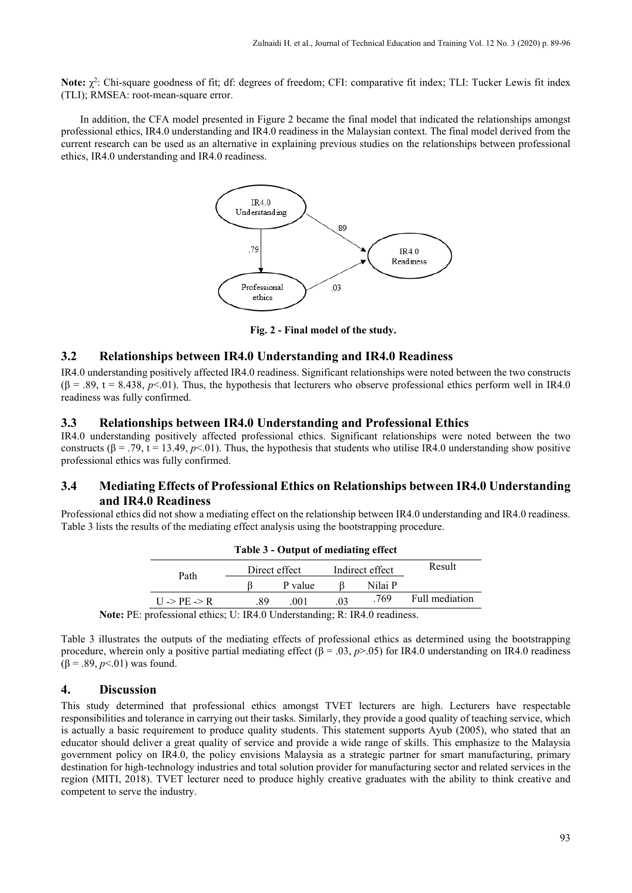**Note:** $\chi^2$: Chi-square goodness of fit; df: degrees of freedom; CFI: comparative fit index; TLI: Tucker Lewis fit index (TLI); RMSEA: root-mean-square error.

In addition, the CFA model presented in Figure 2 became the final model that indicated the relationships amongst professional ethics, IR4.0 understanding and IR4.0 readiness in the Malaysian context. The final model derived from the current research can be used as an alternative in explaining previous studies on the relationships between professional ethics, IR4.0 understanding and IR4.0 readiness.

**Fig. 2 - Final model of the study.**

## 3.2 Relationships between IR4.0 Understanding and IR4.0 Readiness

IR4.0 understanding positively affected IR4.0 readiness. Significant relationships were noted between the two constructs ($\beta$ = .89, t = 8.438, $p$<.01). Thus, the hypothesis that lecturers who observe professional ethics perform well in IR4.0 readiness was fully confirmed.

## 3.3 Relationships between IR4.0 Understanding and Professional Ethics

IR4.0 understanding positively affected professional ethics. Significant relationships were noted between the two constructs ($\beta$ = .79, t = 13.49, $p$<.01). Thus, the hypothesis that students who utilise IR4.0 understanding show positive professional ethics was fully confirmed.

## 3.4 Mediating Effects of Professional Ethics on Relationships between IR4.0 Understanding and IR4.0 Readiness

Professional ethics did not show a mediating effect on the relationship between IR4.0 understanding and IR4.0 readiness. Table 3 lists the results of the mediating effect analysis using the bootstrapping procedure.

**Table 3 - Output of mediating effect**

| Path | Direct effect | | Indirect effect | | Result |
|---|---|---|---|---|---|
| | β | P value | β | Nilai P | |
| U -> PE -> R | .89 | .001 | .03 | .769 | Full mediation |

**Note:** PE: professional ethics; U: IR4.0 Understanding; R: IR4.0 readiness.

Table 3 illustrates the outputs of the mediating effects of professional ethics as determined using the bootstrapping procedure, wherein only a positive partial mediating effect ($\beta$ = .03, $p$>.05) for IR4.0 understanding on IR4.0 readiness ($\beta$ = .89, $p$<.01) was found.

# 4. Discussion

This study determined that professional ethics amongst TVET lecturers are high. Lecturers have respectable responsibilities and tolerance in carrying out their tasks. Similarly, they provide a good quality of teaching service, which is actually a basic requirement to produce quality students. This statement supports Ayub (2005), who stated that an educator should deliver a great quality of service and provide a wide range of skills. This emphasize to the Malaysia government policy on IR4.0, the policy envisions Malaysia as a strategic partner for smart manufacturing, primary destination for high-technology industries and total solution provider for manufacturing sector and related services in the region (MITI, 2018). TVET lecturer need to produce highly creative graduates with the ability to think creative and competent to serve the industry.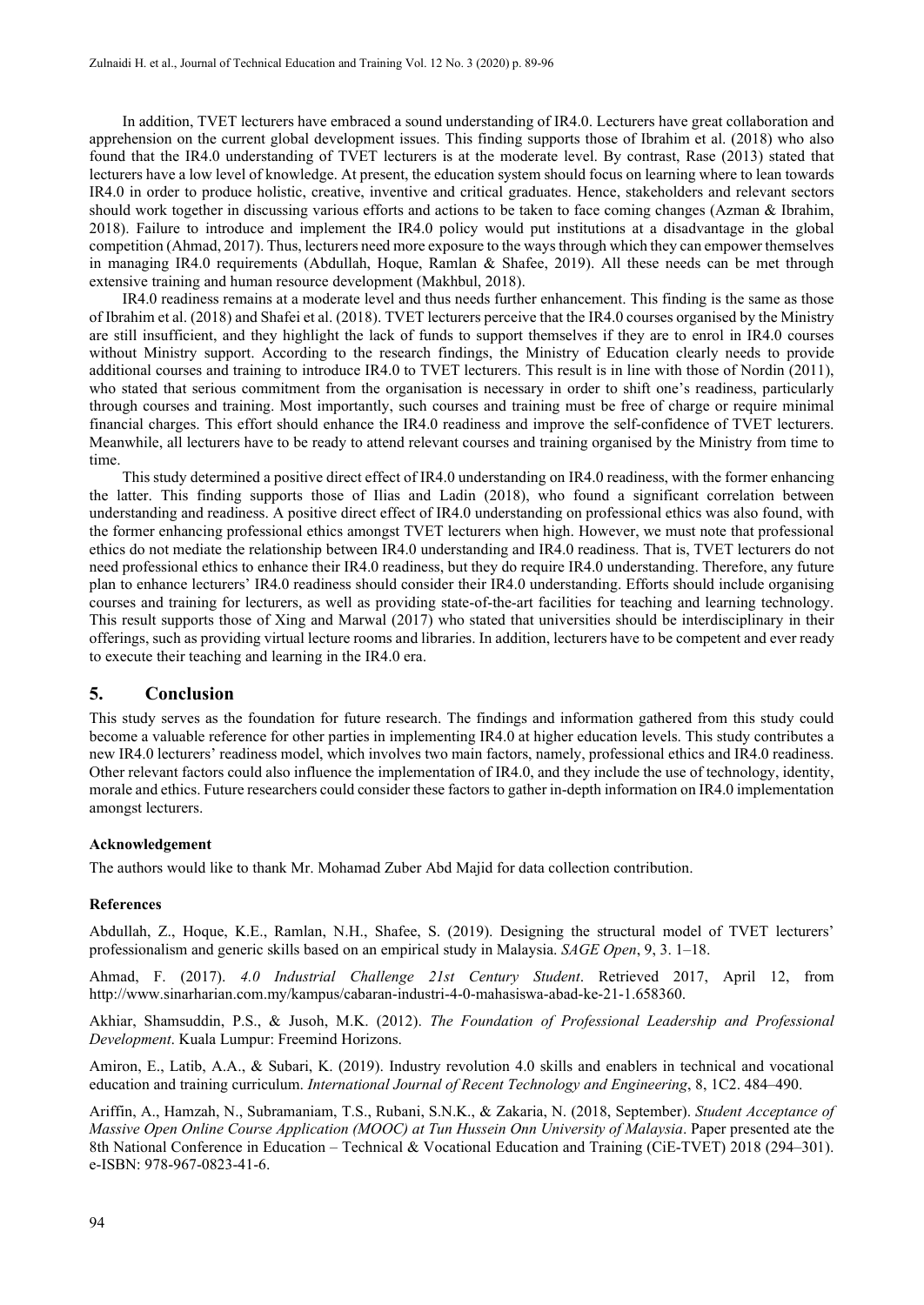In addition, TVET lecturers have embraced a sound understanding of IR4.0. Lecturers have great collaboration and apprehension on the current global development issues. This finding supports those of Ibrahim et al. (2018) who also found that the IR4.0 understanding of TVET lecturers is at the moderate level. By contrast, Rase (2013) stated that lecturers have a low level of knowledge. At present, the education system should focus on learning where to lean towards IR4.0 in order to produce holistic, creative, inventive and critical graduates. Hence, stakeholders and relevant sectors should work together in discussing various efforts and actions to be taken to face coming changes (Azman & Ibrahim, 2018). Failure to introduce and implement the IR4.0 policy would put institutions at a disadvantage in the global competition (Ahmad, 2017). Thus, lecturers need more exposure to the ways through which they can empower themselves in managing IR4.0 requirements (Abdullah, Hoque, Ramlan & Shafee, 2019). All these needs can be met through extensive training and human resource development (Makhbul, 2018).

IR4.0 readiness remains at a moderate level and thus needs further enhancement. This finding is the same as those of Ibrahim et al. (2018) and Shafei et al. (2018). TVET lecturers perceive that the IR4.0 courses organised by the Ministry are still insufficient, and they highlight the lack of funds to support themselves if they are to enrol in IR4.0 courses without Ministry support. According to the research findings, the Ministry of Education clearly needs to provide additional courses and training to introduce IR4.0 to TVET lecturers. This result is in line with those of Nordin (2011), who stated that serious commitment from the organisation is necessary in order to shift one's readiness, particularly through courses and training. Most importantly, such courses and training must be free of charge or require minimal financial charges. This effort should enhance the IR4.0 readiness and improve the self-confidence of TVET lecturers. Meanwhile, all lecturers have to be ready to attend relevant courses and training organised by the Ministry from time to time.

This study determined a positive direct effect of IR4.0 understanding on IR4.0 readiness, with the former enhancing the latter. This finding supports those of Ilias and Ladin (2018), who found a significant correlation between understanding and readiness. A positive direct effect of IR4.0 understanding on professional ethics was also found, with the former enhancing professional ethics amongst TVET lecturers when high. However, we must note that professional ethics do not mediate the relationship between IR4.0 understanding and IR4.0 readiness. That is, TVET lecturers do not need professional ethics to enhance their IR4.0 readiness, but they do require IR4.0 understanding. Therefore, any future plan to enhance lecturers' IR4.0 readiness should consider their IR4.0 understanding. Efforts should include organising courses and training for lecturers, as well as providing state-of-the-art facilities for teaching and learning technology. This result supports those of Xing and Marwal (2017) who stated that universities should be interdisciplinary in their offerings, such as providing virtual lecture rooms and libraries. In addition, lecturers have to be competent and ever ready to execute their teaching and learning in the IR4.0 era.

## 5. Conclusion

This study serves as the foundation for future research. The findings and information gathered from this study could become a valuable reference for other parties in implementing IR4.0 at higher education levels. This study contributes a new IR4.0 lecturers' readiness model, which involves two main factors, namely, professional ethics and IR4.0 readiness. Other relevant factors could also influence the implementation of IR4.0, and they include the use of technology, identity, morale and ethics. Future researchers could consider these factors to gather in-depth information on IR4.0 implementation amongst lecturers.

#### Acknowledgement

The authors would like to thank Mr. Mohamad Zuber Abd Majid for data collection contribution.

#### References

Abdullah, Z., Hoque, K.E., Ramlan, N.H., Shafee, S. (2019). Designing the structural model of TVET lecturers' professionalism and generic skills based on an empirical study in Malaysia. *SAGE Open*, 9, 3. 1–18.

Ahmad, F. (2017). *4.0 Industrial Challenge 21st Century Student*. Retrieved 2017, April 12, from http://www.sinarharian.com.my/kampus/cabaran-industri-4-0-mahasiswa-abad-ke-21-1.658360.

Akhiar, Shamsuddin, P.S., & Jusoh, M.K. (2012). *The Foundation of Professional Leadership and Professional Development*. Kuala Lumpur: Freemind Horizons.

Amiron, E., Latib, A.A., & Subari, K. (2019). Industry revolution 4.0 skills and enablers in technical and vocational education and training curriculum. *International Journal of Recent Technology and Engineering*, 8, 1C2. 484–490.

Ariffin, A., Hamzah, N., Subramaniam, T.S., Rubani, S.N.K., & Zakaria, N. (2018, September). *Student Acceptance of Massive Open Online Course Application (MOOC) at Tun Hussein Onn University of Malaysia*. Paper presented ate the 8th National Conference in Education – Technical & Vocational Education and Training (CiE-TVET) 2018 (294–301). e-ISBN: 978-967-0823-41-6.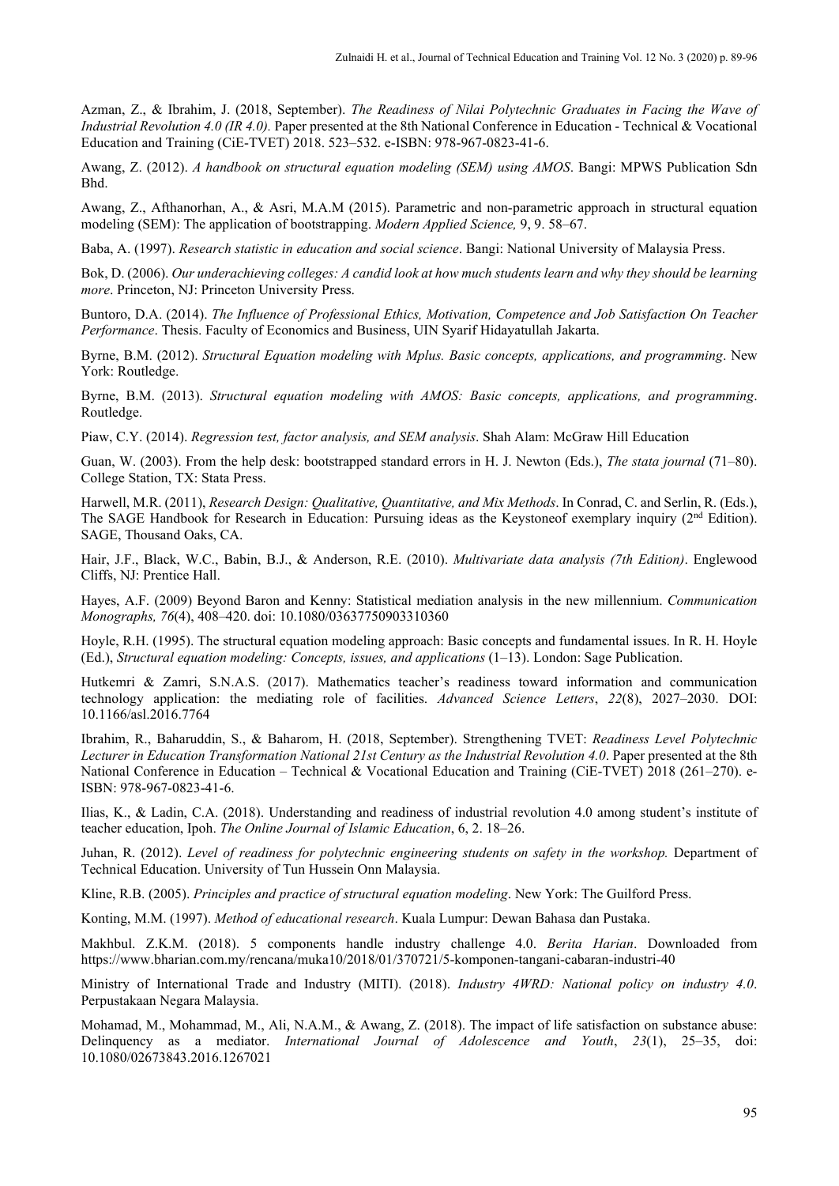Azman, Z., & Ibrahim, J. (2018, September). *The Readiness of Nilai Polytechnic Graduates in Facing the Wave of Industrial Revolution 4.0 (IR 4.0).* Paper presented at the 8th National Conference in Education - Technical & Vocational Education and Training (CiE-TVET) 2018. 523–532. e-ISBN: 978-967-0823-41-6.

Awang, Z. (2012). *A handbook on structural equation modeling (SEM) using AMOS*. Bangi: MPWS Publication Sdn Bhd.

Awang, Z., Afthanorhan, A., & Asri, M.A.M (2015). Parametric and non-parametric approach in structural equation modeling (SEM): The application of bootstrapping. *Modern Applied Science,* 9, 9. 58–67.

Baba, A. (1997). *Research statistic in education and social science*. Bangi: National University of Malaysia Press.

Bok, D. (2006). *Our underachieving colleges: A candid look at how much students learn and why they should be learning more*. Princeton, NJ: Princeton University Press.

Buntoro, D.A. (2014). *The Influence of Professional Ethics, Motivation, Competence and Job Satisfaction On Teacher Performance*. Thesis. Faculty of Economics and Business, UIN Syarif Hidayatullah Jakarta.

Byrne, B.M. (2012). *Structural Equation modeling with Mplus. Basic concepts, applications, and programming*. New York: Routledge.

Byrne, B.M. (2013). *Structural equation modeling with AMOS: Basic concepts, applications, and programming*. Routledge.

Piaw, C.Y. (2014). *Regression test, factor analysis, and SEM analysis*. Shah Alam: McGraw Hill Education

Guan, W. (2003). From the help desk: bootstrapped standard errors in H. J. Newton (Eds.), *The stata journal* (71–80). College Station, TX: Stata Press.

Harwell, M.R. (2011), *Research Design: Qualitative, Quantitative, and Mix Methods*. In Conrad, C. and Serlin, R. (Eds.), The SAGE Handbook for Research in Education: Pursuing ideas as the Keystoneof exemplary inquiry (2nd Edition). SAGE, Thousand Oaks, CA.

Hair, J.F., Black, W.C., Babin, B.J., & Anderson, R.E. (2010). *Multivariate data analysis (7th Edition)*. Englewood Cliffs, NJ: Prentice Hall.

Hayes, A.F. (2009) Beyond Baron and Kenny: Statistical mediation analysis in the new millennium. *Communication Monographs, 76*(4), 408–420. doi: 10.1080/03637750903310360

Hoyle, R.H. (1995). The structural equation modeling approach: Basic concepts and fundamental issues. In R. H. Hoyle (Ed.), *Structural equation modeling: Concepts, issues, and applications* (1–13). London: Sage Publication.

Hutkemri & Zamri, S.N.A.S. (2017). Mathematics teacher's readiness toward information and communication technology application: the mediating role of facilities. *Advanced Science Letters*, *22*(8), 2027–2030. DOI: 10.1166/asl.2016.7764

Ibrahim, R., Baharuddin, S., & Baharom, H. (2018, September). Strengthening TVET: *Readiness Level Polytechnic Lecturer in Education Transformation National 21st Century as the Industrial Revolution 4.0*. Paper presented at the 8th National Conference in Education – Technical & Vocational Education and Training (CiE-TVET) 2018 (261–270). e-ISBN: 978-967-0823-41-6.

Ilias, K., & Ladin, C.A. (2018). Understanding and readiness of industrial revolution 4.0 among student's institute of teacher education, Ipoh. *The Online Journal of Islamic Education*, 6, 2. 18–26.

Juhan, R. (2012). *Level of readiness for polytechnic engineering students on safety in the workshop.* Department of Technical Education. University of Tun Hussein Onn Malaysia.

Kline, R.B. (2005). *Principles and practice of structural equation modeling*. New York: The Guilford Press.

Konting, M.M. (1997). *Method of educational research*. Kuala Lumpur: Dewan Bahasa dan Pustaka.

Makhbul. Z.K.M. (2018). 5 components handle industry challenge 4.0. *Berita Harian*. Downloaded from https://www.bharian.com.my/rencana/muka10/2018/01/370721/5-komponen-tangani-cabaran-industri-40

Ministry of International Trade and Industry (MITI). (2018). *Industry 4WRD: National policy on industry 4.0*. Perpustakaan Negara Malaysia.

Mohamad, M., Mohammad, M., Ali, N.A.M., & Awang, Z. (2018). The impact of life satisfaction on substance abuse: Delinquency as a mediator. *International Journal of Adolescence and Youth*, *23*(1), 25–35, doi: 10.1080/02673843.2016.1267021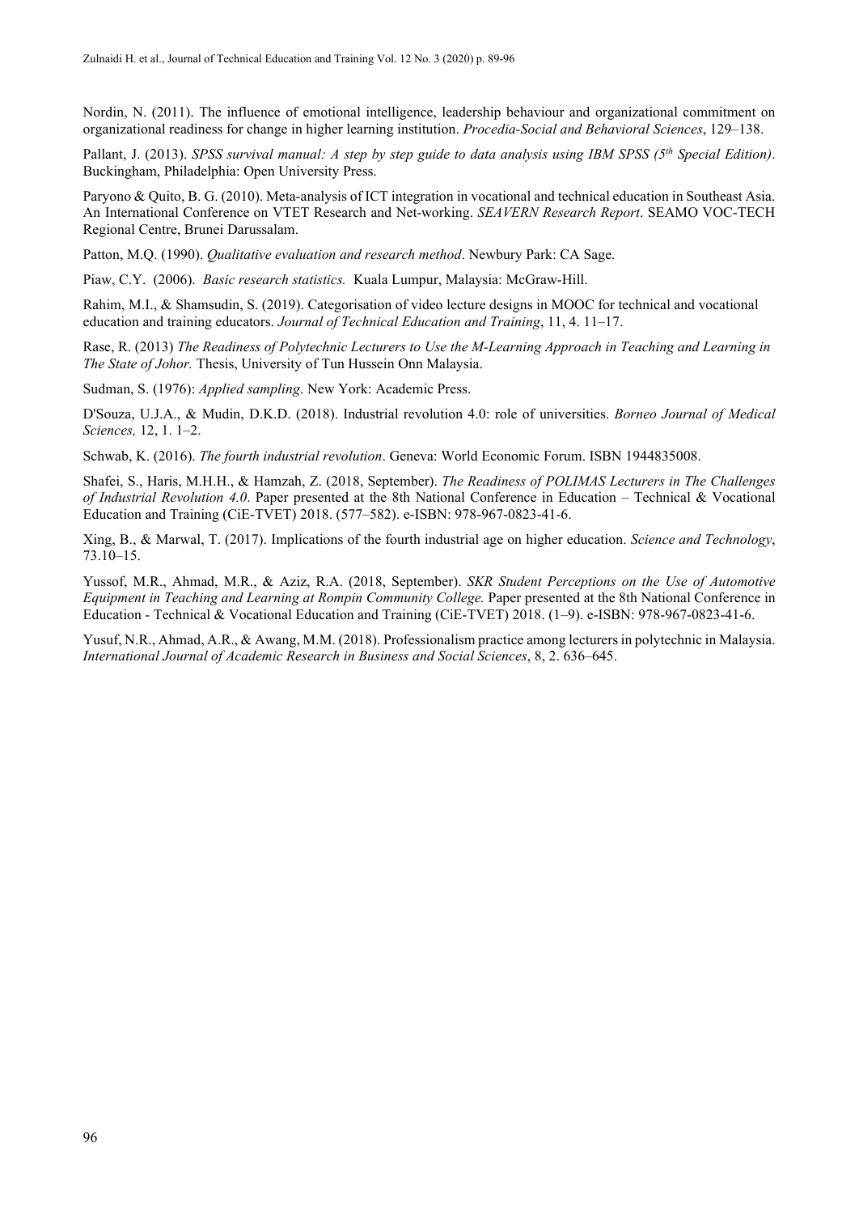Nordin, N. (2011). The influence of emotional intelligence, leadership behaviour and organizational commitment on organizational readiness for change in higher learning institution. *Procedia-Social and Behavioral Sciences*, 129–138.

Pallant, J. (2013). *SPSS survival manual: A step by step guide to data analysis using IBM SPSS (5th Special Edition)*. Buckingham, Philadelphia: Open University Press.

Paryono & Quito, B. G. (2010). Meta-analysis of ICT integration in vocational and technical education in Southeast Asia. An International Conference on VTET Research and Net-working. *SEAVERN Research Report*. SEAMO VOC-TECH Regional Centre, Brunei Darussalam.

Patton, M.Q. (1990). *Qualitative evaluation and research method*. Newbury Park: CA Sage.

Piaw, C.Y. (2006). *Basic research statistics.* Kuala Lumpur, Malaysia: McGraw-Hill.

Rahim, M.I., & Shamsudin, S. (2019). Categorisation of video lecture designs in MOOC for technical and vocational education and training educators. *Journal of Technical Education and Training*, 11, 4. 11–17.

Rase, R. (2013) *The Readiness of Polytechnic Lecturers to Use the M-Learning Approach in Teaching and Learning in The State of Johor.* Thesis, University of Tun Hussein Onn Malaysia.

Sudman, S. (1976): *Applied sampling*. New York: Academic Press.

D'Souza, U.J.A., & Mudin, D.K.D. (2018). Industrial revolution 4.0: role of universities. *Borneo Journal of Medical Sciences,* 12, 1. 1–2.

Schwab, K. (2016). *The fourth industrial revolution*. Geneva: World Economic Forum. ISBN 1944835008.

Shafei, S., Haris, M.H.H., & Hamzah, Z. (2018, September). *The Readiness of POLIMAS Lecturers in The Challenges of Industrial Revolution 4.0*. Paper presented at the 8th National Conference in Education – Technical & Vocational Education and Training (CiE-TVET) 2018. (577–582). e-ISBN: 978-967-0823-41-6.

Xing, B., & Marwal, T. (2017). Implications of the fourth industrial age on higher education. *Science and Technology*, 73.10–15.

Yussof, M.R., Ahmad, M.R., & Aziz, R.A. (2018, September). *SKR Student Perceptions on the Use of Automotive Equipment in Teaching and Learning at Rompin Community College.* Paper presented at the 8th National Conference in Education - Technical & Vocational Education and Training (CiE-TVET) 2018. (1–9). e-ISBN: 978-967-0823-41-6.

Yusuf, N.R., Ahmad, A.R., & Awang, M.M. (2018). Professionalism practice among lecturers in polytechnic in Malaysia. *International Journal of Academic Research in Business and Social Sciences*, 8, 2. 636–645.